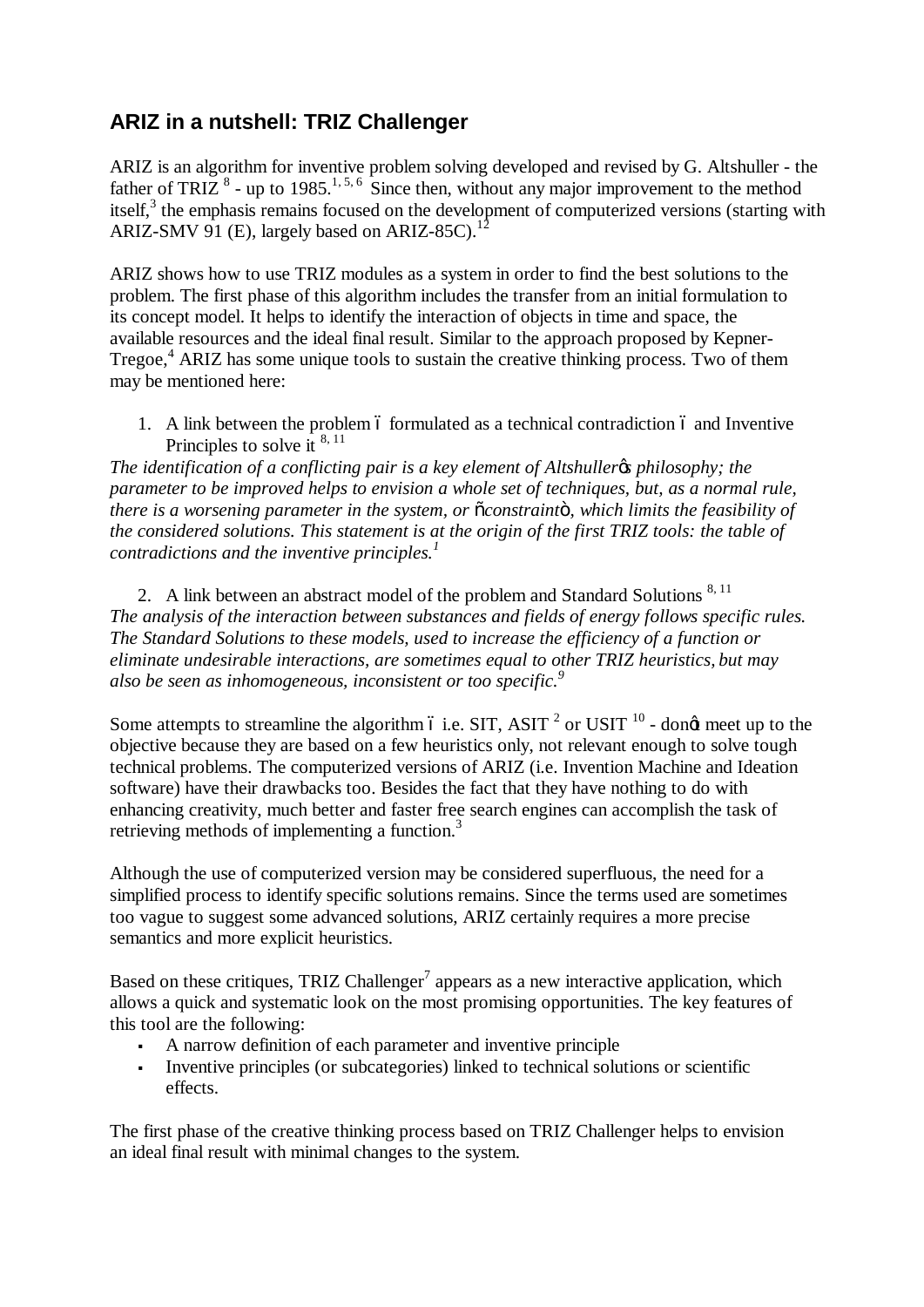## ARIZ in a nutshell: TRIZ Challenger

ARIZ is an algorithm for inventive problem solving developed and revised by G. Altshuller - the father of TRIZ [8] - up to 1985.[1, 5, 6] Since then, without any major improvement to the method itself,[3] the emphasis remains focused on the development of computerized versions (starting with ARIZ-SMV 91 (E), largely based on ARIZ-85C).[12]

ARIZ shows how to use TRIZ modules as a system in order to find the best solutions to the problem. The first phase of this algorithm includes the transfer from an initial formulation to its concept model. It helps to identify the interaction of objects in time and space, the available resources and the ideal final result. Similar to the approach proposed by Kepner-Tregoe,[4] ARIZ has some unique tools to sustain the creative thinking process. Two of them may be mentioned here:

1. A link between the problem – formulated as a technical contradiction – and Inventive Principles to solve it [8, 11]

*The identification of a conflicting pair is a key element of Altshuller's philosophy; the parameter to be improved helps to envision a whole set of techniques, but, as a normal rule, there is a worsening parameter in the system, or "constraint", which limits the feasibility of the considered solutions. This statement is at the origin of the first TRIZ tools: the table of contradictions and the inventive principles.*[1]

2. A link between an abstract model of the problem and Standard Solutions [8, 11]

*The analysis of the interaction between substances and fields of energy follows specific rules. The Standard Solutions to these models, used to increase the efficiency of a function or eliminate undesirable interactions, are sometimes equal to other TRIZ heuristics, but may also be seen as inhomogeneous, inconsistent or too specific.*[9]

Some attempts to streamline the algorithm – i.e. SIT, ASIT [2] or USIT [10] - don't meet up to the objective because they are based on a few heuristics only, not relevant enough to solve tough technical problems. The computerized versions of ARIZ (i.e. Invention Machine and Ideation software) have their drawbacks too. Besides the fact that they have nothing to do with enhancing creativity, much better and faster free search engines can accomplish the task of retrieving methods of implementing a function.[3]

Although the use of computerized version may be considered superfluous, the need for a simplified process to identify specific solutions remains. Since the terms used are sometimes too vague to suggest some advanced solutions, ARIZ certainly requires a more precise semantics and more explicit heuristics.

Based on these critiques, TRIZ Challenger[7] appears as a new interactive application, which allows a quick and systematic look on the most promising opportunities. The key features of this tool are the following:

- A narrow definition of each parameter and inventive principle
- Inventive principles (or subcategories) linked to technical solutions or scientific effects.

The first phase of the creative thinking process based on TRIZ Challenger helps to envision an ideal final result with minimal changes to the system.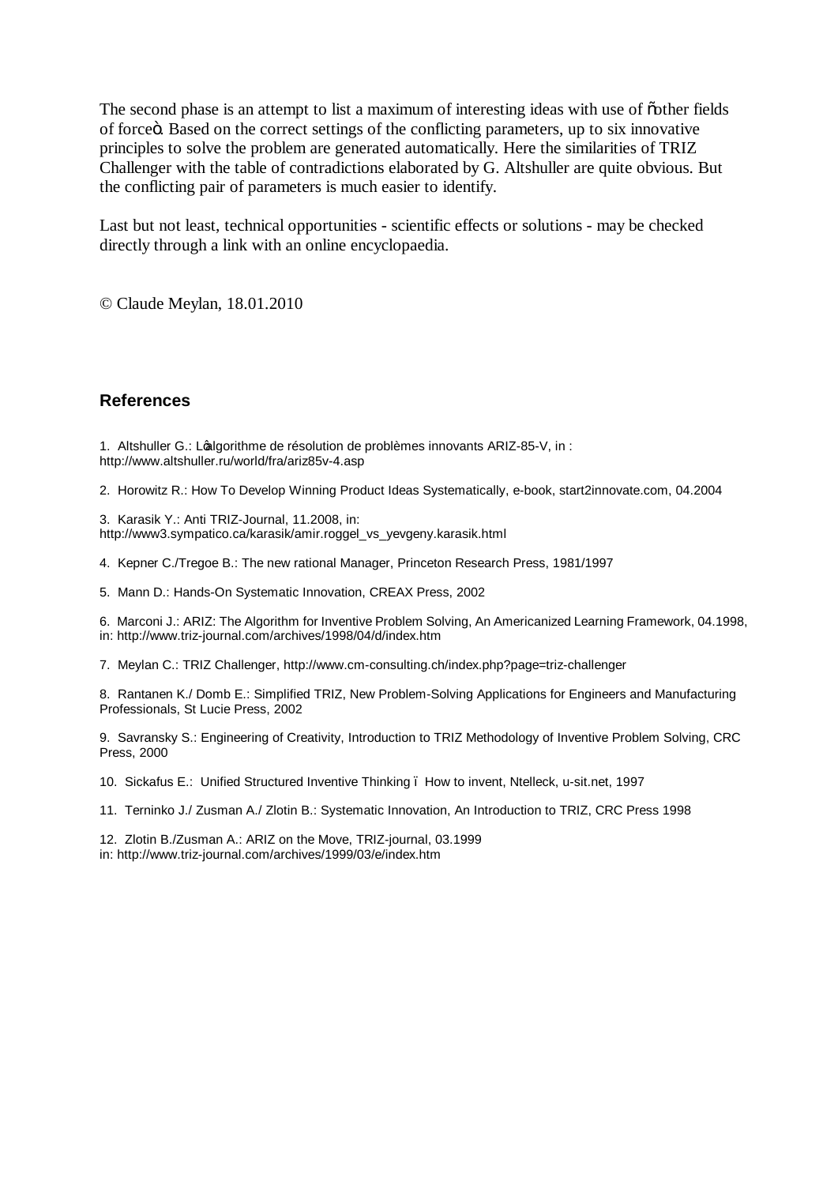The second phase is an attempt to list a maximum of interesting ideas with use of "other fields of force". Based on the correct settings of the conflicting parameters, up to six innovative principles to solve the problem are generated automatically. Here the similarities of TRIZ Challenger with the table of contradictions elaborated by G. Altshuller are quite obvious. But the conflicting pair of parameters is much easier to identify.

Last but not least, technical opportunities - scientific effects or solutions - may be checked directly through a link with an online encyclopaedia.

© Claude Meylan, 18.01.2010

## References

1. Altshuller G.: L'algorithme de résolution de problèmes innovants ARIZ-85-V, in : http://www.altshuller.ru/world/fra/ariz85v-4.asp

2. Horowitz R.: How To Develop Winning Product Ideas Systematically, e-book, start2innovate.com, 04.2004

3. Karasik Y.: Anti TRIZ-Journal, 11.2008, in: http://www3.sympatico.ca/karasik/amir.roggel_vs_yevgeny.karasik.html

4. Kepner C./Tregoe B.: The new rational Manager, Princeton Research Press, 1981/1997

5. Mann D.: Hands-On Systematic Innovation, CREAX Press, 2002

6. Marconi J.: ARIZ: The Algorithm for Inventive Problem Solving, An Americanized Learning Framework, 04.1998, in: http://www.triz-journal.com/archives/1998/04/d/index.htm

7. Meylan C.: TRIZ Challenger, http://www.cm-consulting.ch/index.php?page=triz-challenger

8. Rantanen K./ Domb E.: Simplified TRIZ, New Problem-Solving Applications for Engineers and Manufacturing Professionals, St Lucie Press, 2002

9. Savransky S.: Engineering of Creativity, Introduction to TRIZ Methodology of Inventive Problem Solving, CRC Press, 2000

10. Sickafus E.: Unified Structured Inventive Thinking – How to invent, Ntelleck, u-sit.net, 1997

11. Terninko J./ Zusman A./ Zlotin B.: Systematic Innovation, An Introduction to TRIZ, CRC Press 1998

12. Zlotin B./Zusman A.: ARIZ on the Move, TRIZ-journal, 03.1999 in: http://www.triz-journal.com/archives/1999/03/e/index.htm